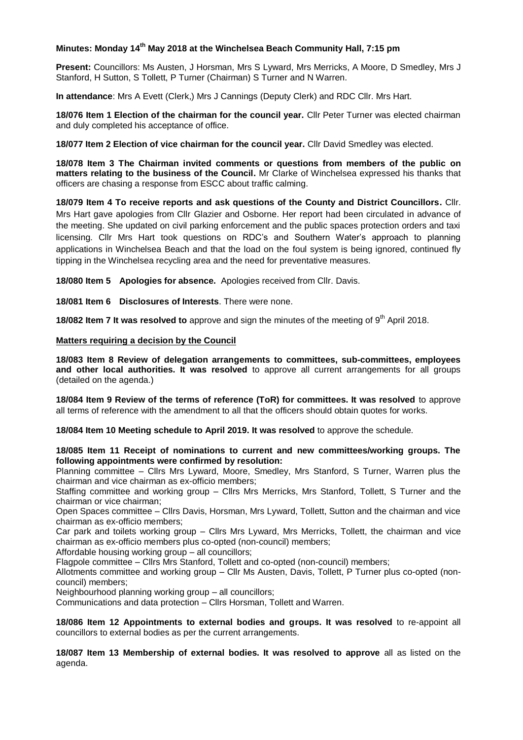**Minutes: Monday 14th May 2018 at the Winchelsea Beach Community Hall, 7:15 pm**

**Present:** Councillors: Ms Austen, J Horsman, Mrs S Lyward, Mrs Merricks, A Moore, D Smedley, Mrs J Stanford, H Sutton, S Tollett, P Turner (Chairman) S Turner and N Warren.

**In attendance**: Mrs A Evett (Clerk,) Mrs J Cannings (Deputy Clerk) and RDC Cllr. Mrs Hart.

**18/076 Item 1 Election of the chairman for the council year.** Cllr Peter Turner was elected chairman and duly completed his acceptance of office.

**18/077 Item 2 Election of vice chairman for the council year.** Cllr David Smedley was elected.

**18/078 Item 3 The Chairman invited comments or questions from members of the public on matters relating to the business of the Council.** Mr Clarke of Winchelsea expressed his thanks that officers are chasing a response from ESCC about traffic calming.

**18/079 Item 4 To receive reports and ask questions of the County and District Councillors.** Cllr. Mrs Hart gave apologies from Cllr Glazier and Osborne. Her report had been circulated in advance of the meeting. She updated on civil parking enforcement and the public spaces protection orders and taxi licensing. Cllr Mrs Hart took questions on RDC's and Southern Water's approach to planning applications in Winchelsea Beach and that the load on the foul system is being ignored, continued fly tipping in the Winchelsea recycling area and the need for preventative measures.

**18/080 Item 5 Apologies for absence.** Apologies received from Cllr. Davis.

**18/081 Item 6 Disclosures of Interests**. There were none.

**18/082 Item 7 It was resolved to** approve and sign the minutes of the meeting of 9th April 2018.

**Matters requiring a decision by the Council**

**18/083 Item 8 Review of delegation arrangements to committees, sub-committees, employees and other local authorities. It was resolved** to approve all current arrangements for all groups (detailed on the agenda.)

**18/084 Item 9 Review of the terms of reference (ToR) for committees. It was resolved** to approve all terms of reference with the amendment to all that the officers should obtain quotes for works.

**18/084 Item 10 Meeting schedule to April 2019. It was resolved** to approve the schedule.

**18/085 Item 11 Receipt of nominations to current and new committees/working groups. The following appointments were confirmed by resolution:**

Planning committee – Cllrs Mrs Lyward, Moore, Smedley, Mrs Stanford, S Turner, Warren plus the chairman and vice chairman as ex-officio members;

Staffing committee and working group – Cllrs Mrs Merricks, Mrs Stanford, Tollett, S Turner and the chairman or vice chairman;

Open Spaces committee – Cllrs Davis, Horsman, Mrs Lyward, Tollett, Sutton and the chairman and vice chairman as ex-officio members;

Car park and toilets working group – Cllrs Mrs Lyward, Mrs Merricks, Tollett, the chairman and vice chairman as ex-officio members plus co-opted (non-council) members;

Affordable housing working group – all councillors;

Flagpole committee – Cllrs Mrs Stanford, Tollett and co-opted (non-council) members;

Allotments committee and working group – Cllr Ms Austen, Davis, Tollett, P Turner plus co-opted (non-council) members;

Neighbourhood planning working group – all councillors;

Communications and data protection – Cllrs Horsman, Tollett and Warren.

**18/086 Item 12 Appointments to external bodies and groups. It was resolved** to re-appoint all councillors to external bodies as per the current arrangements.

**18/087 Item 13 Membership of external bodies. It was resolved to approve** all as listed on the agenda.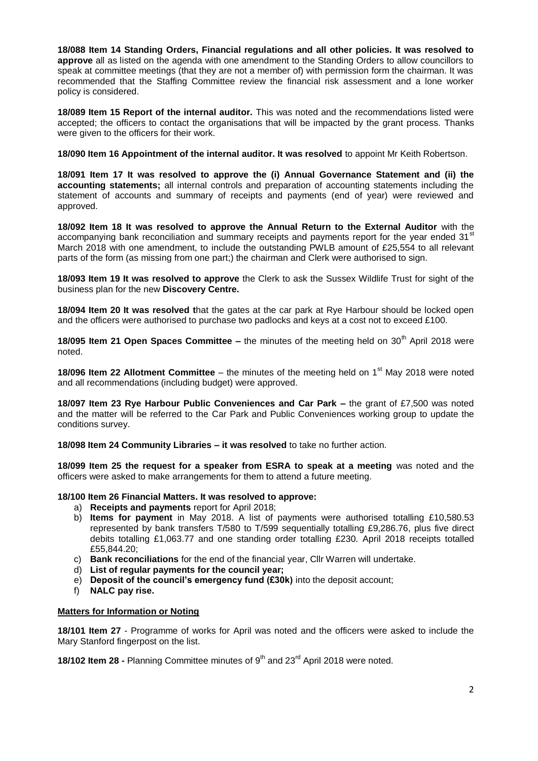**18/088 Item 14 Standing Orders, Financial regulations and all other policies. It was resolved to approve** all as listed on the agenda with one amendment to the Standing Orders to allow councillors to speak at committee meetings (that they are not a member of) with permission form the chairman. It was recommended that the Staffing Committee review the financial risk assessment and a lone worker policy is considered.

**18/089 Item 15 Report of the internal auditor.** This was noted and the recommendations listed were accepted; the officers to contact the organisations that will be impacted by the grant process. Thanks were given to the officers for their work.

**18/090 Item 16 Appointment of the internal auditor. It was resolved** to appoint Mr Keith Robertson.

**18/091 Item 17 It was resolved to approve the (i) Annual Governance Statement and (ii) the accounting statements;** all internal controls and preparation of accounting statements including the statement of accounts and summary of receipts and payments (end of year) were reviewed and approved.

**18/092 Item 18 It was resolved to approve the Annual Return to the External Auditor** with the accompanying bank reconciliation and summary receipts and payments report for the year ended 31st March 2018 with one amendment, to include the outstanding PWLB amount of £25,554 to all relevant parts of the form (as missing from one part;) the chairman and Clerk were authorised to sign.

**18/093 Item 19 It was resolved to approve** the Clerk to ask the Sussex Wildlife Trust for sight of the business plan for the new **Discovery Centre.**

**18/094 Item 20 It was resolved t**hat the gates at the car park at Rye Harbour should be locked open and the officers were authorised to purchase two padlocks and keys at a cost not to exceed £100.

**18/095 Item 21 Open Spaces Committee –** the minutes of the meeting held on 30th April 2018 were noted.

**18/096 Item 22 Allotment Committee** – the minutes of the meeting held on 1st May 2018 were noted and all recommendations (including budget) were approved.

**18/097 Item 23 Rye Harbour Public Conveniences and Car Park –** the grant of £7,500 was noted and the matter will be referred to the Car Park and Public Conveniences working group to update the conditions survey.

**18/098 Item 24 Community Libraries – it was resolved** to take no further action.

**18/099 Item 25 the request for a speaker from ESRA to speak at a meeting** was noted and the officers were asked to make arrangements for them to attend a future meeting.

**18/100 Item 26 Financial Matters. It was resolved to approve:**

a) **Receipts and payments** report for April 2018;
b) **Items for payment** in May 2018. A list of payments were authorised totalling £10,580.53 represented by bank transfers T/580 to T/599 sequentially totalling £9,286.76, plus five direct debits totalling £1,063.77 and one standing order totalling £230. April 2018 receipts totalled £55,844.20;
c) **Bank reconciliations** for the end of the financial year, Cllr Warren will undertake.
d) **List of regular payments for the council year;**
e) **Deposit of the council's emergency fund (£30k)** into the deposit account;
f) **NALC pay rise.**

**Matters for Information or Noting**

**18/101 Item 27** - Programme of works for April was noted and the officers were asked to include the Mary Stanford fingerpost on the list.

**18/102 Item 28 -** Planning Committee minutes of 9th and 23rd April 2018 were noted.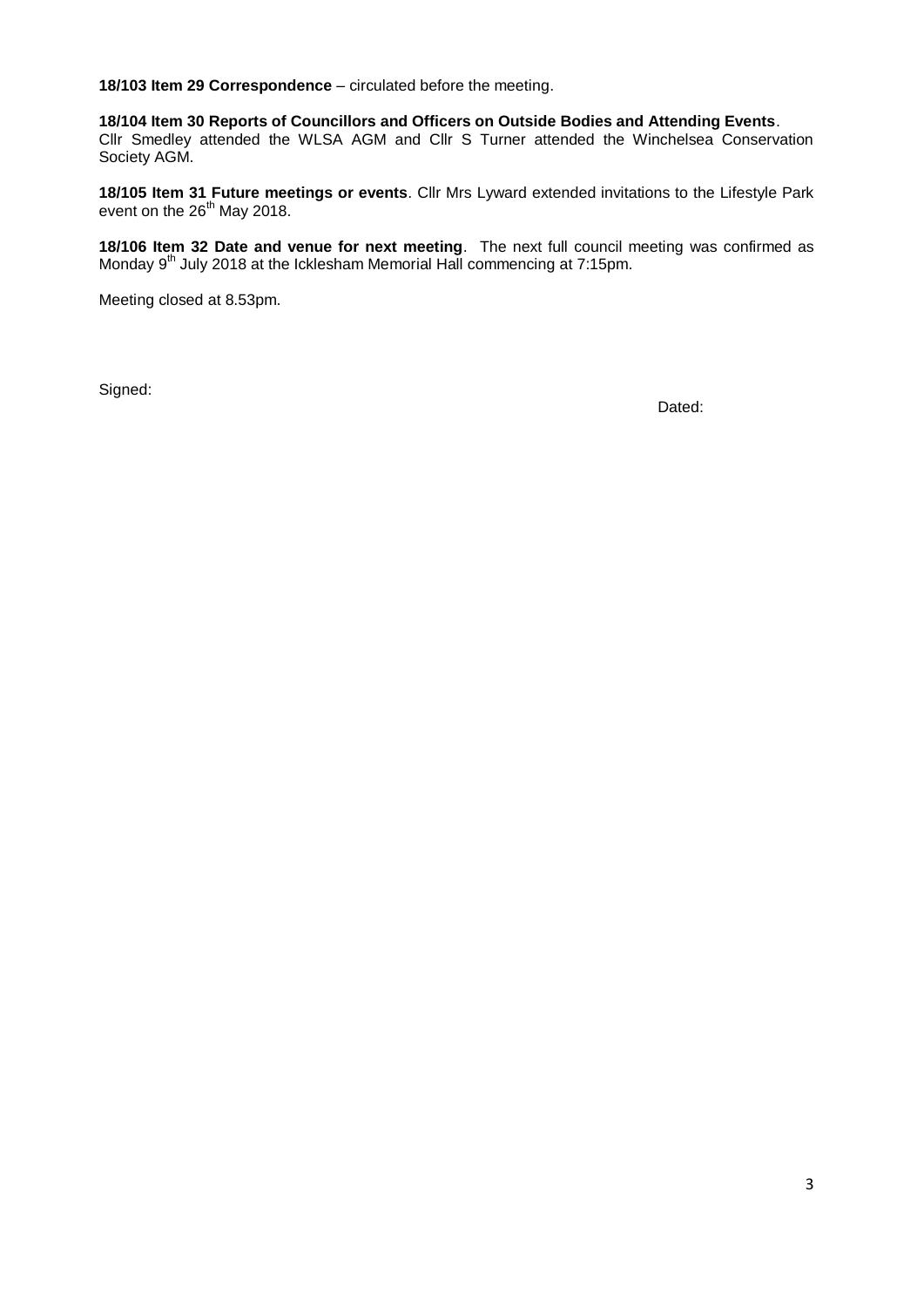**18/103 Item 29 Correspondence** – circulated before the meeting.

**18/104 Item 30 Reports of Councillors and Officers on Outside Bodies and Attending Events**.
Cllr Smedley attended the WLSA AGM and Cllr S Turner attended the Winchelsea Conservation Society AGM.

**18/105 Item 31 Future meetings or events**. Cllr Mrs Lyward extended invitations to the Lifestyle Park event on the 26th May 2018.

**18/106 Item 32 Date and venue for next meeting**. The next full council meeting was confirmed as Monday 9th July 2018 at the Icklesham Memorial Hall commencing at 7:15pm.

Meeting closed at 8.53pm.

Signed:

Dated: